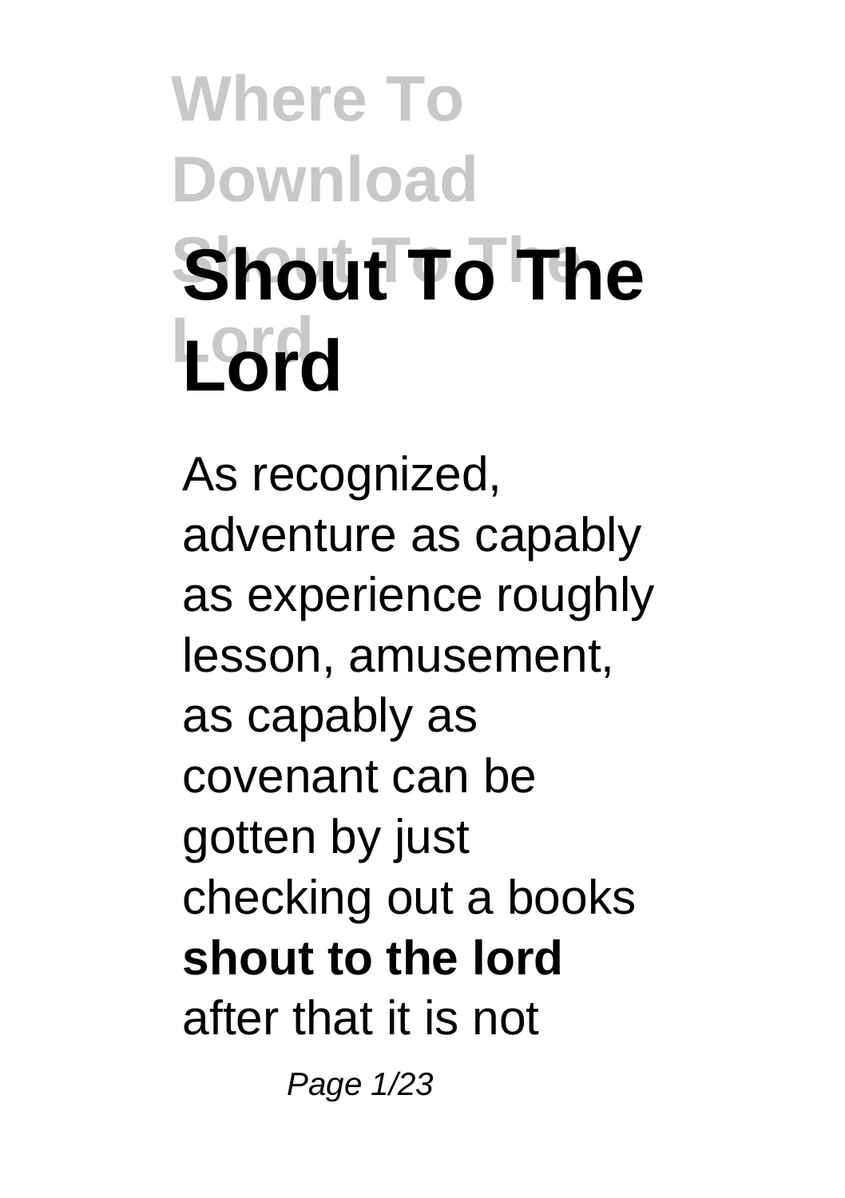# Where To Download Shout To The Lord

As recognized, adventure as capably as experience roughly lesson, amusement, as capably as covenant can be gotten by just checking out a books **shout to the lord** after that it is not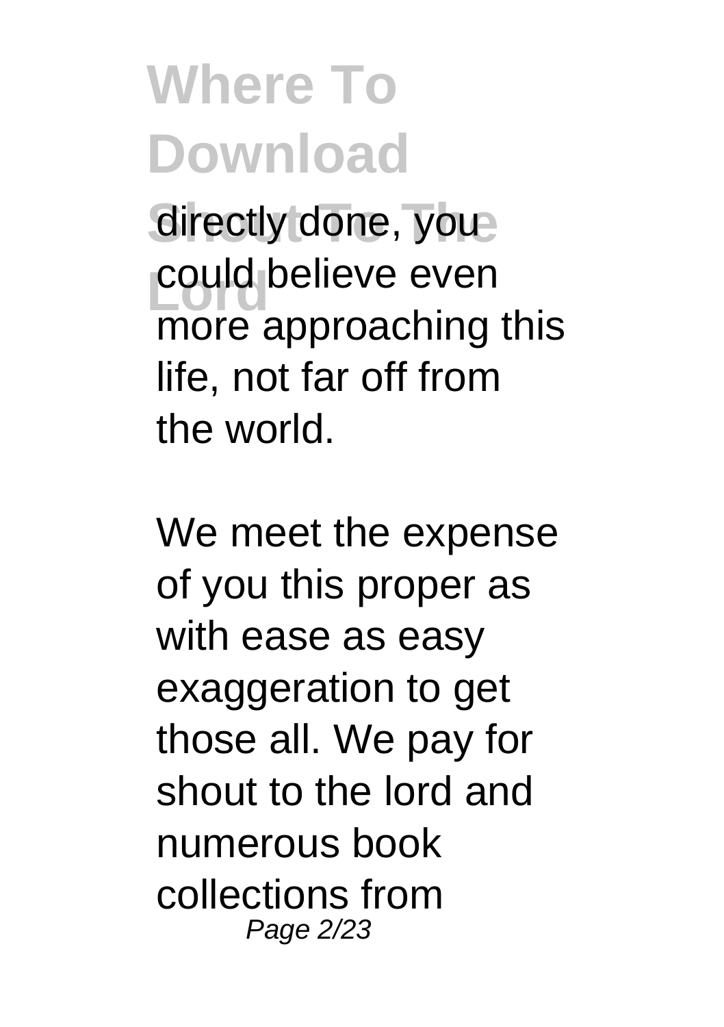directly done, you could believe even more approaching this life, not far off from the world.

We meet the expense of you this proper as with ease as easy exaggeration to get those all. We pay for shout to the lord and numerous book collections from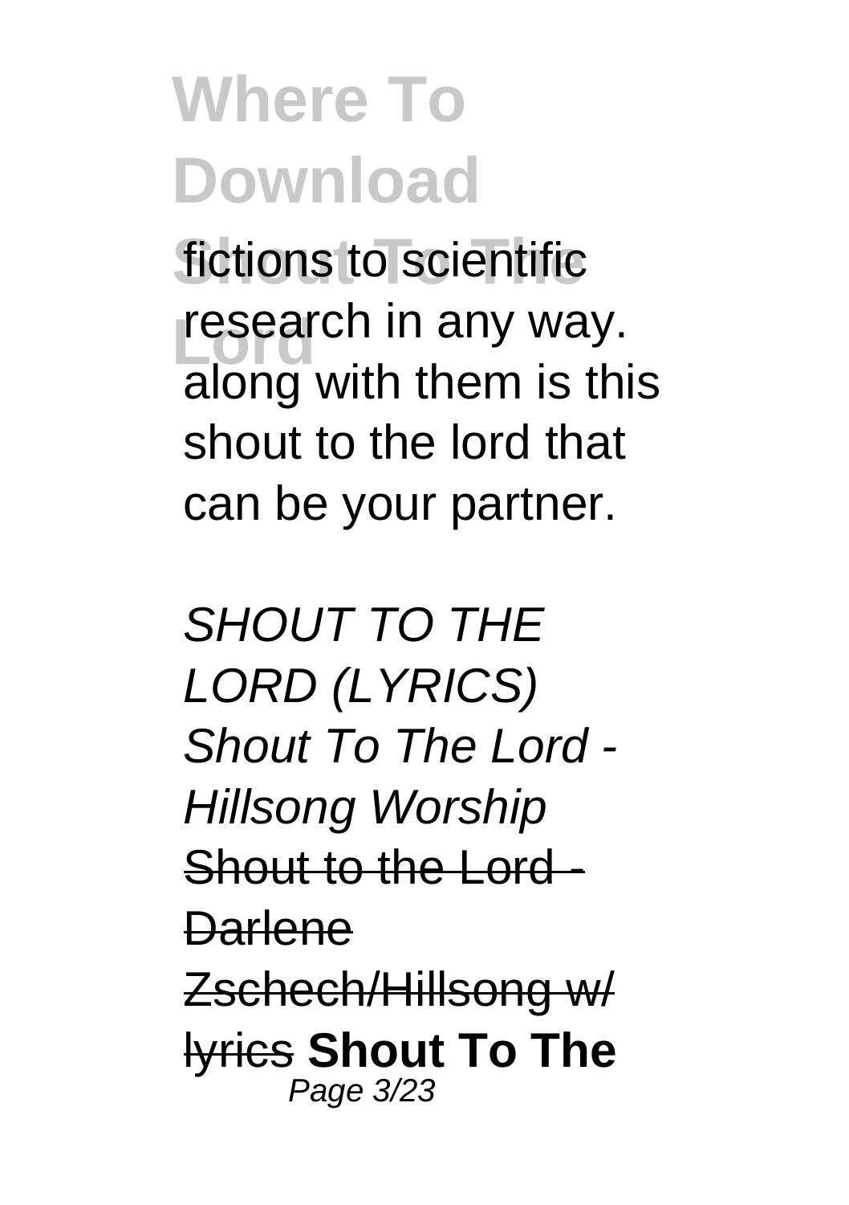fictions to scientific research in any way. along with them is this shout to the lord that can be your partner.

*SHOUT TO THE LORD (LYRICS)* *Shout To The Lord - Hillsong Worship* ~~Shout to the Lord - Darlene Zschech/Hillsong w/ lyrics~~ **Shout To The**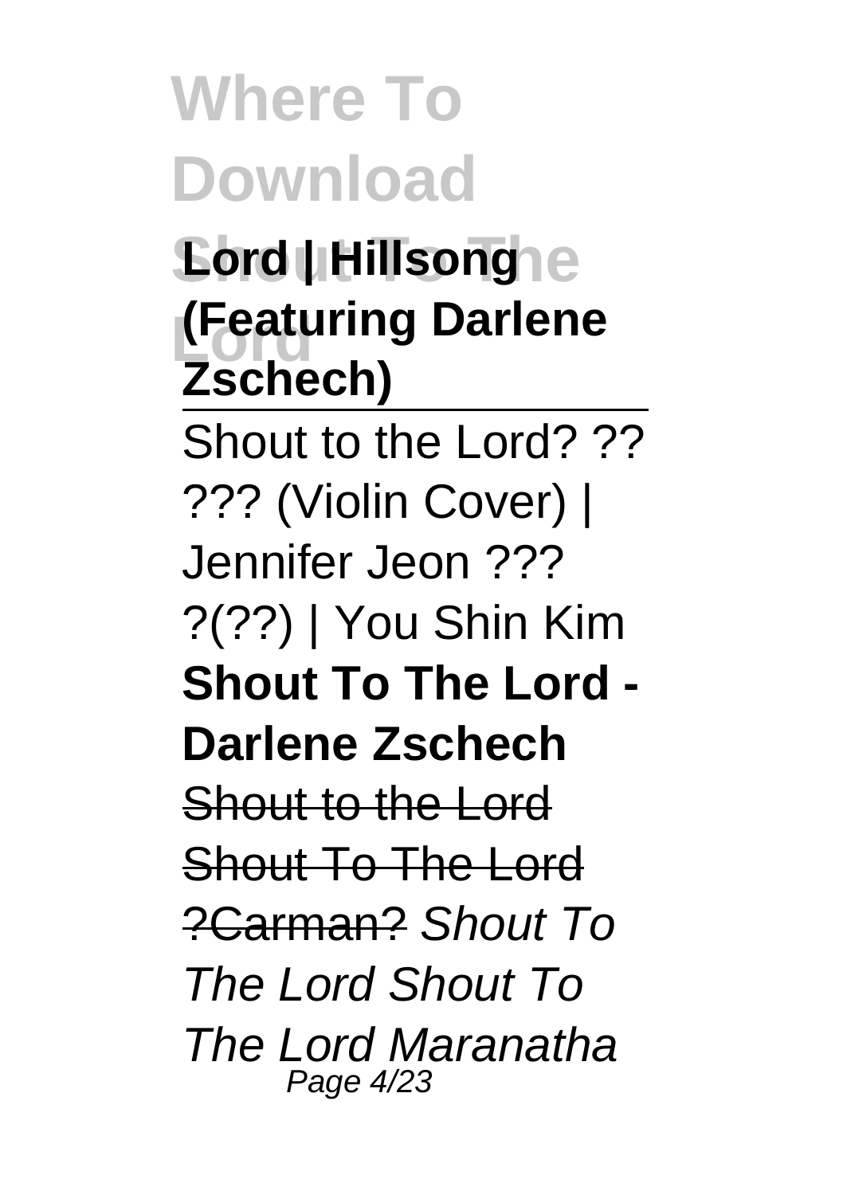**Lord | Hillsong (Featuring Darlene Zschech)**

Shout to the Lord? ?? ??? (Violin Cover) | Jennifer Jeon ??? ?(??) | You Shin Kim **Shout To The Lord - Darlene Zschech** Shout to the Lord Shout To The Lord ?Carman? *Shout To The Lord Shout To The Lord Maranatha*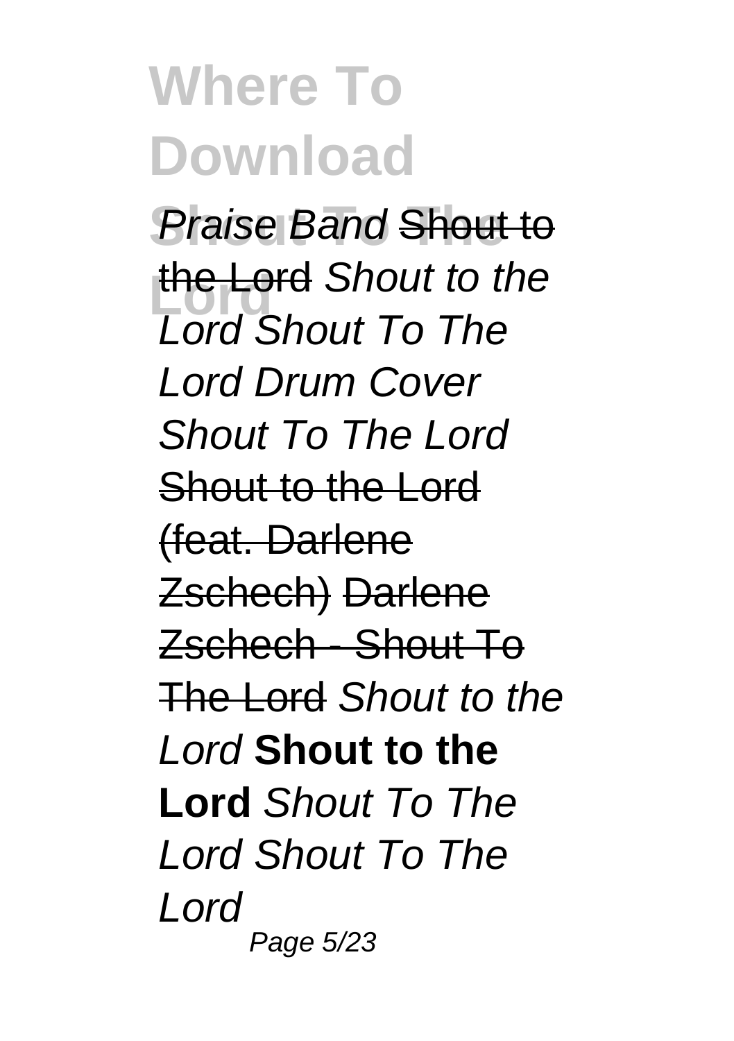Praise Band Shout to the Lord *Shout to the Lord Shout To The Lord Drum Cover Shout To The Lord* Shout to the Lord (feat. Darlene Zschech) Darlene Zschech - Shout To The Lord *Shout to the Lord* **Shout to the Lord** *Shout To The Lord Shout To The Lord*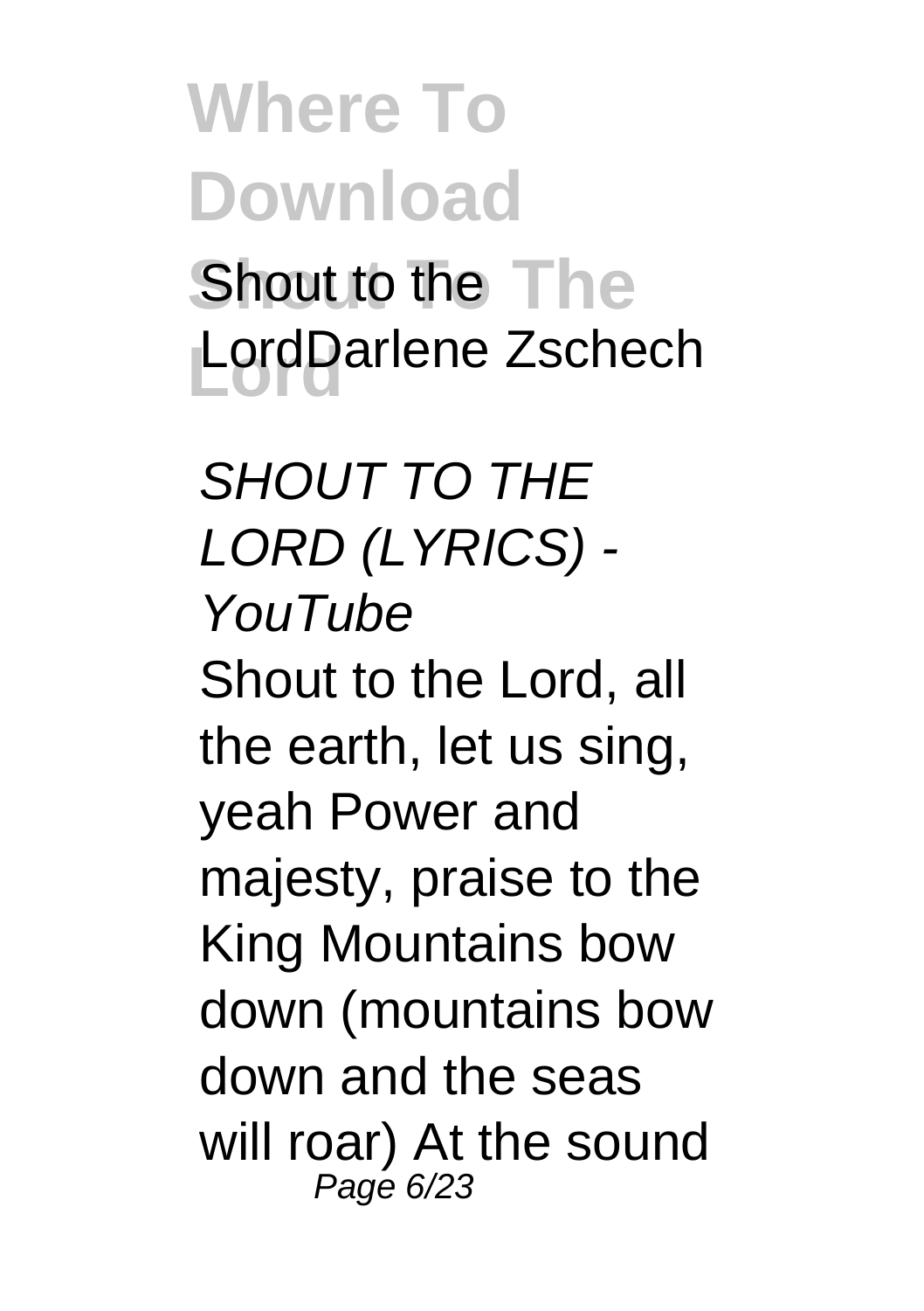Shout to the LordDarlene Zschech

*SHOUT TO THE LORD (LYRICS) - YouTube*

Shout to the Lord, all the earth, let us sing, yeah Power and majesty, praise to the King Mountains bow down (mountains bow down and the seas will roar) At the sound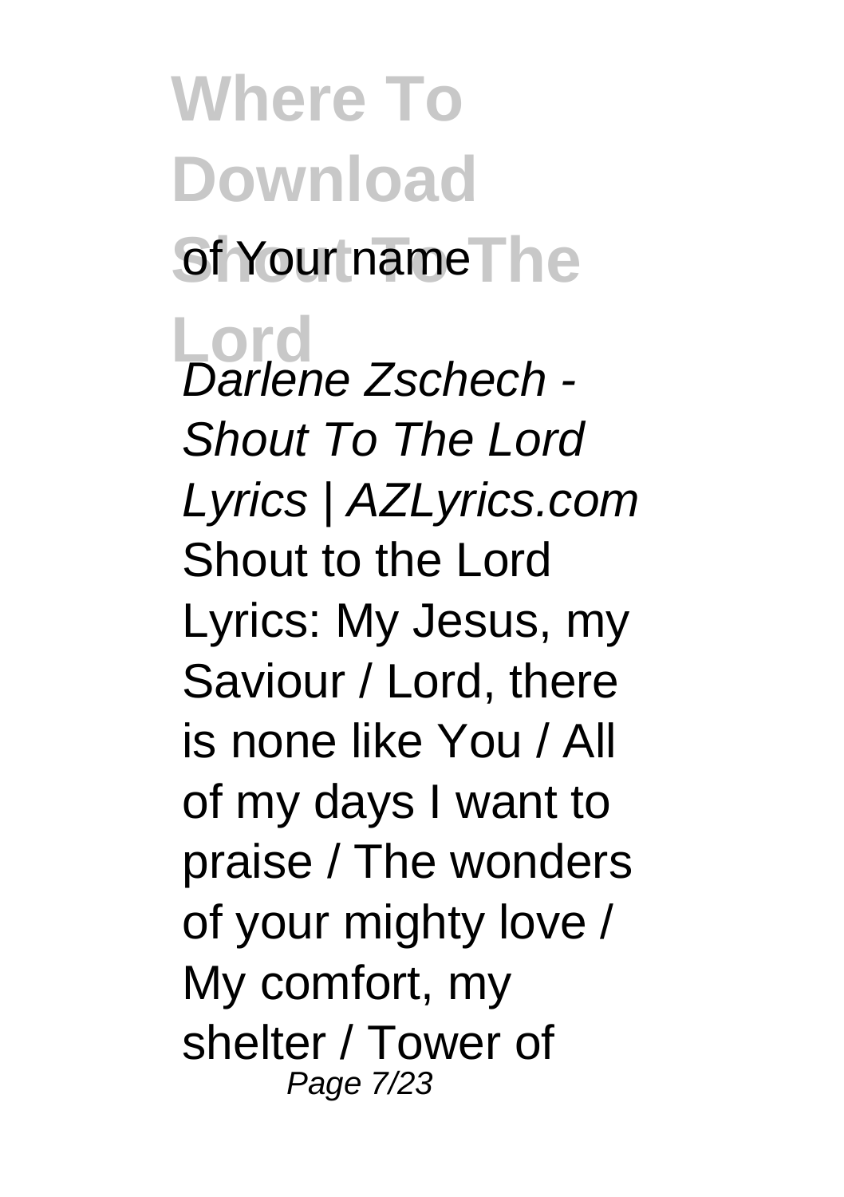of Your name

*Darlene Zschech - Shout To The Lord Lyrics | AZLyrics.com*

Shout to the Lord Lyrics: My Jesus, my Saviour / Lord, there is none like You / All of my days I want to praise / The wonders of your mighty love / My comfort, my shelter / Tower of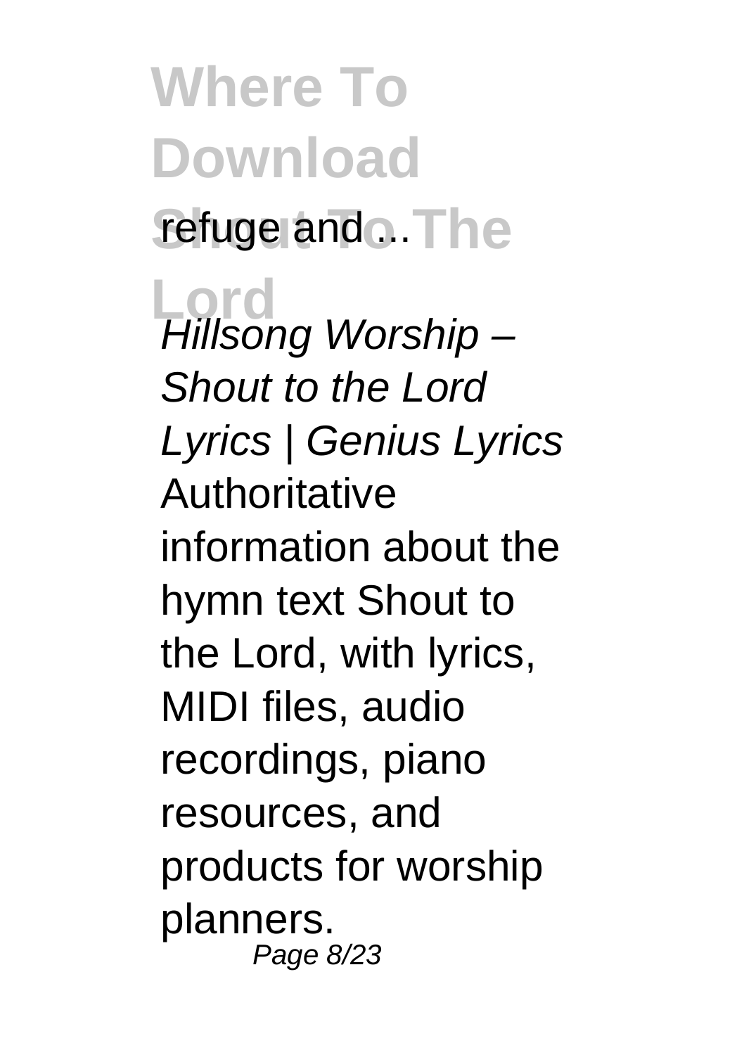refuge and ...

*Hillsong Worship – Shout to the Lord Lyrics | Genius Lyrics*

Authoritative information about the hymn text Shout to the Lord, with lyrics, MIDI files, audio recordings, piano resources, and products for worship planners.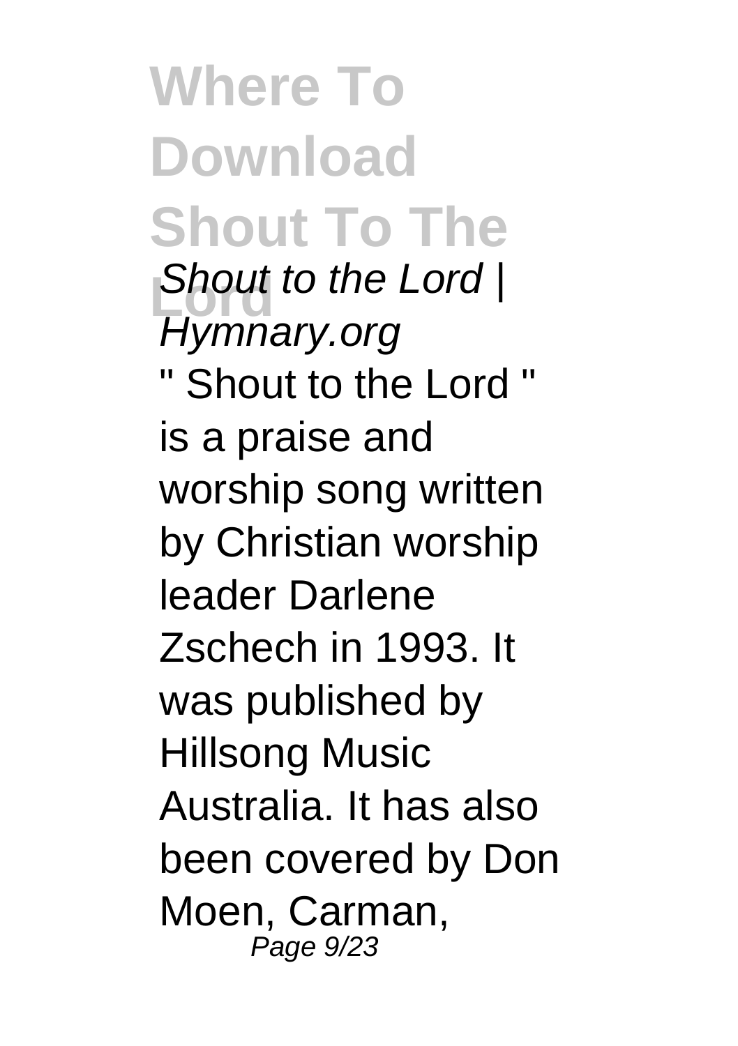*Shout to the Lord | Hymnary.org*

" Shout to the Lord " is a praise and worship song written by Christian worship leader Darlene Zschech in 1993. It was published by Hillsong Music Australia. It has also been covered by Don Moen, Carman,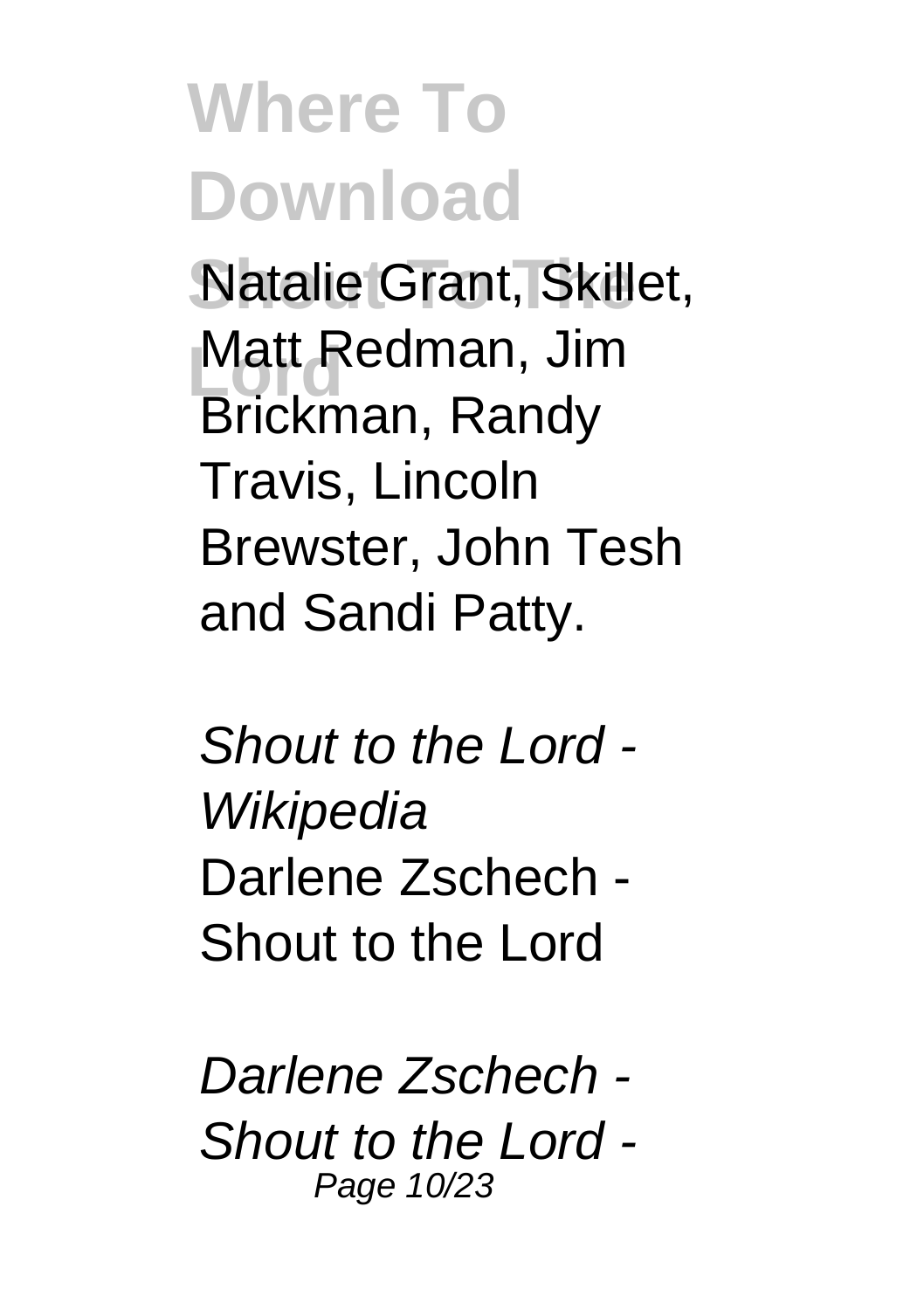Natalie Grant, Skillet, Matt Redman, Jim Brickman, Randy Travis, Lincoln Brewster, John Tesh and Sandi Patty.

*Shout to the Lord - Wikipedia*

Darlene Zschech - Shout to the Lord

*Darlene Zschech - Shout to the Lord -*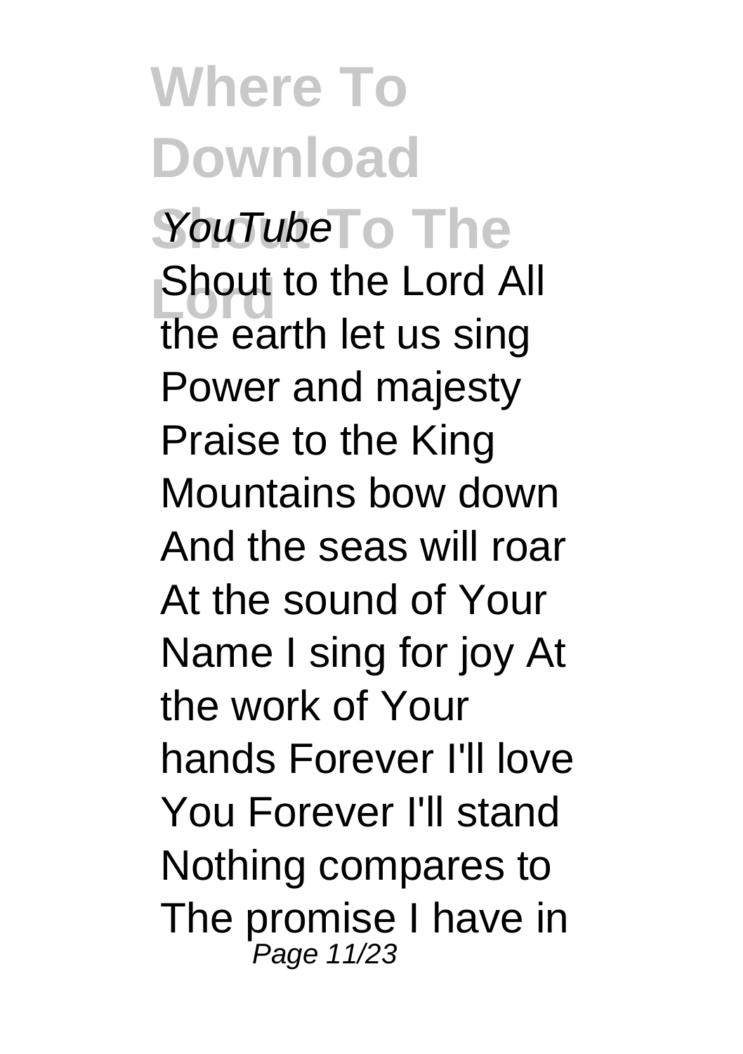*YouTube*

Shout to the Lord All the earth let us sing Power and majesty Praise to the King Mountains bow down And the seas will roar At the sound of Your Name I sing for joy At the work of Your hands Forever I'll love You Forever I'll stand Nothing compares to The promise I have in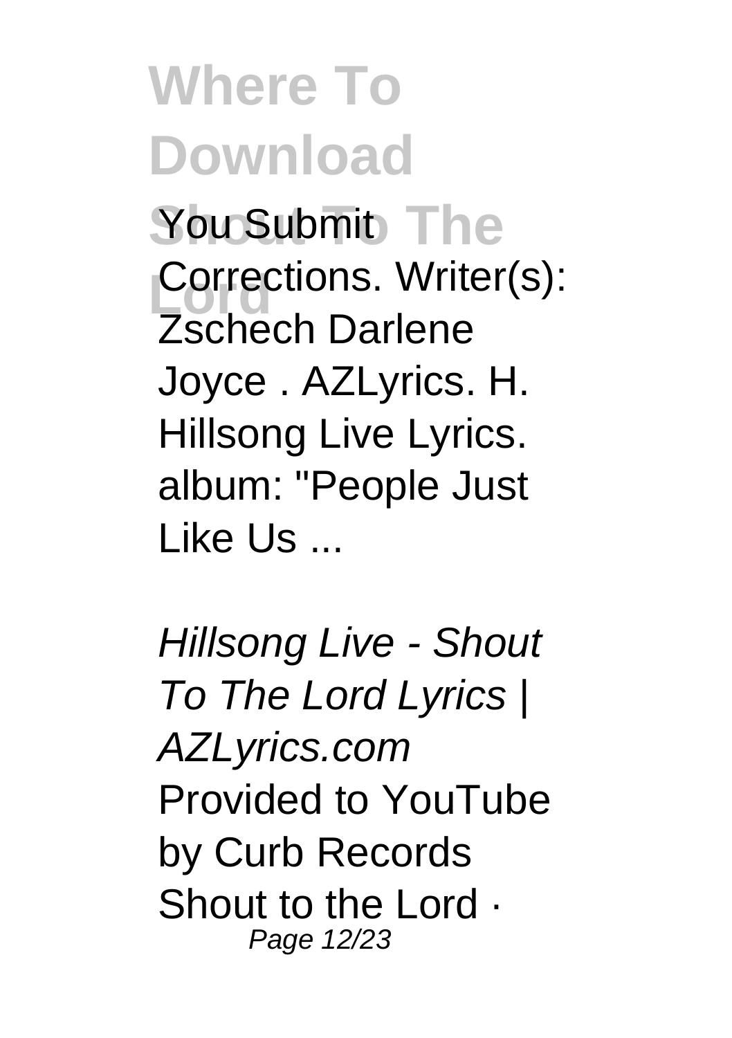You Submit Corrections. Writer(s): Zschech Darlene Joyce . AZLyrics. H. Hillsong Live Lyrics. album: "People Just Like Us ...

*Hillsong Live - Shout To The Lord Lyrics | AZLyrics.com*

Provided to YouTube by Curb Records Shout to the Lord ·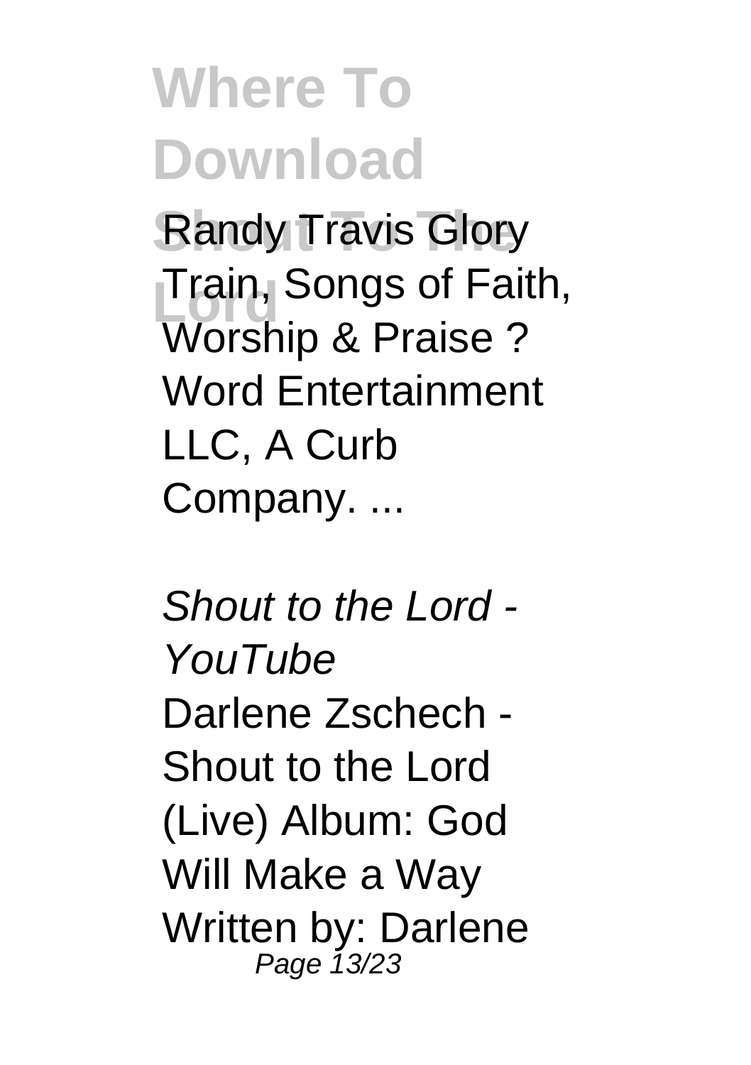Randy Travis Glory Train, Songs of Faith, Worship & Praise ? Word Entertainment LLC, A Curb Company. ...

*Shout to the Lord - YouTube*

Darlene Zschech - Shout to the Lord (Live) Album: God Will Make a Way Written by: Darlene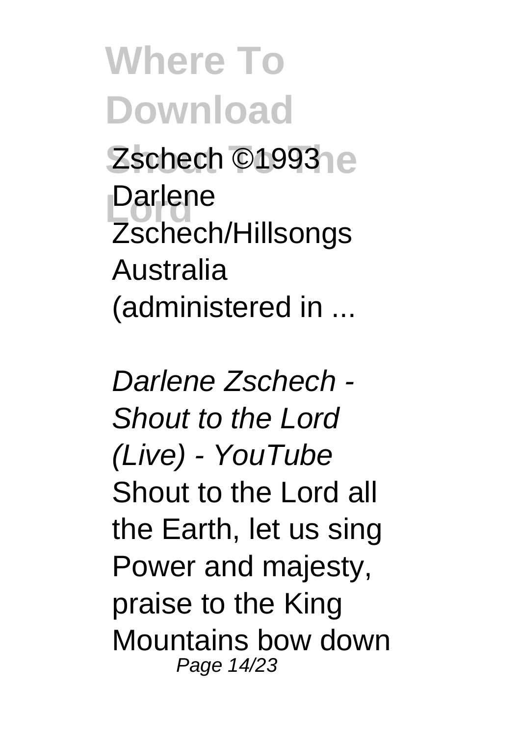Zschech ©1993 Darlene Zschech/Hillsongs Australia (administered in ...

*Darlene Zschech - Shout to the Lord (Live) - YouTube*

Shout to the Lord all the Earth, let us sing Power and majesty, praise to the King Mountains bow down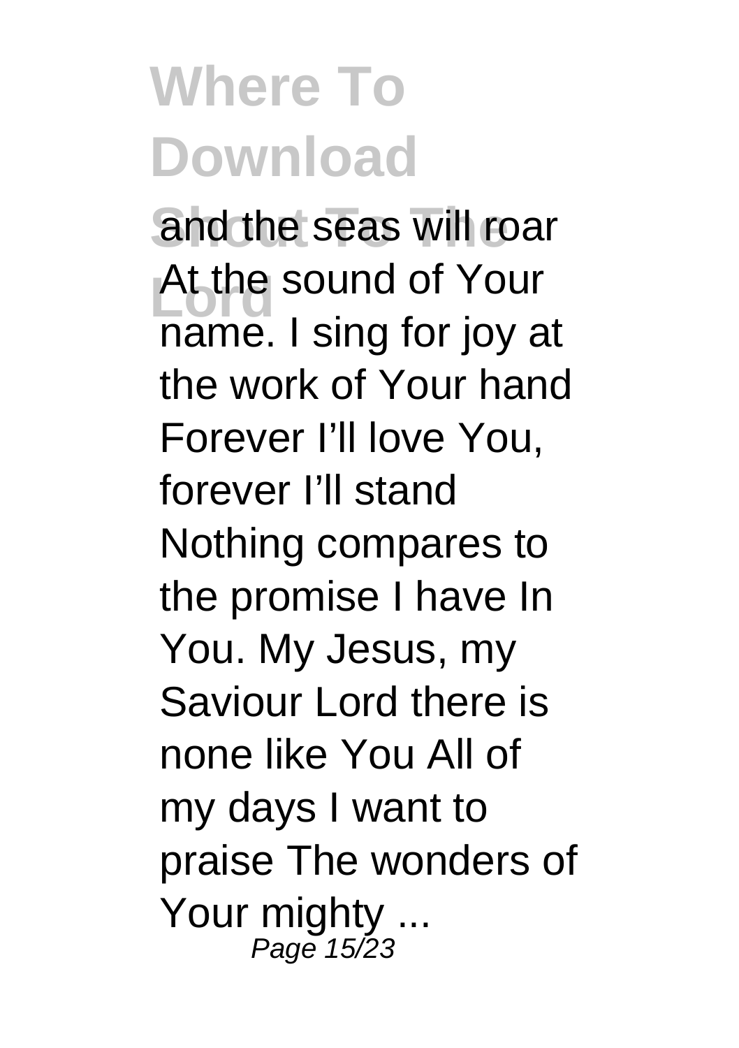# Where To Download Shout To The Lord

and the seas will roar At the sound of Your name. I sing for joy at the work of Your hand Forever I'll love You, forever I'll stand Nothing compares to the promise I have In You. My Jesus, my Saviour Lord there is none like You All of my days I want to praise The wonders of Your mighty ...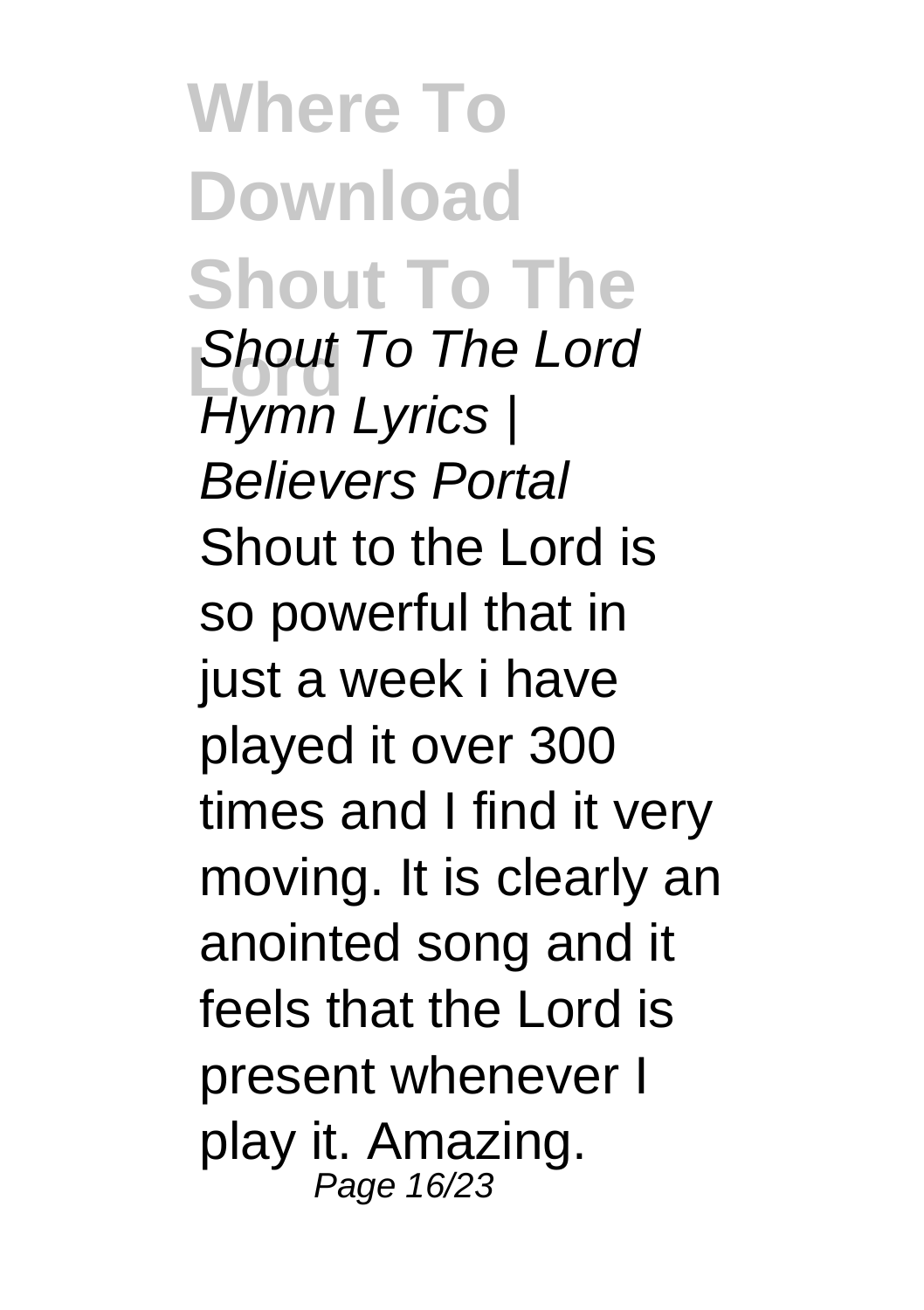*Shout To The Lord Hymn Lyrics | Believers Portal*

Shout to the Lord is so powerful that in just a week i have played it over 300 times and I find it very moving. It is clearly an anointed song and it feels that the Lord is present whenever I play it. Amazing.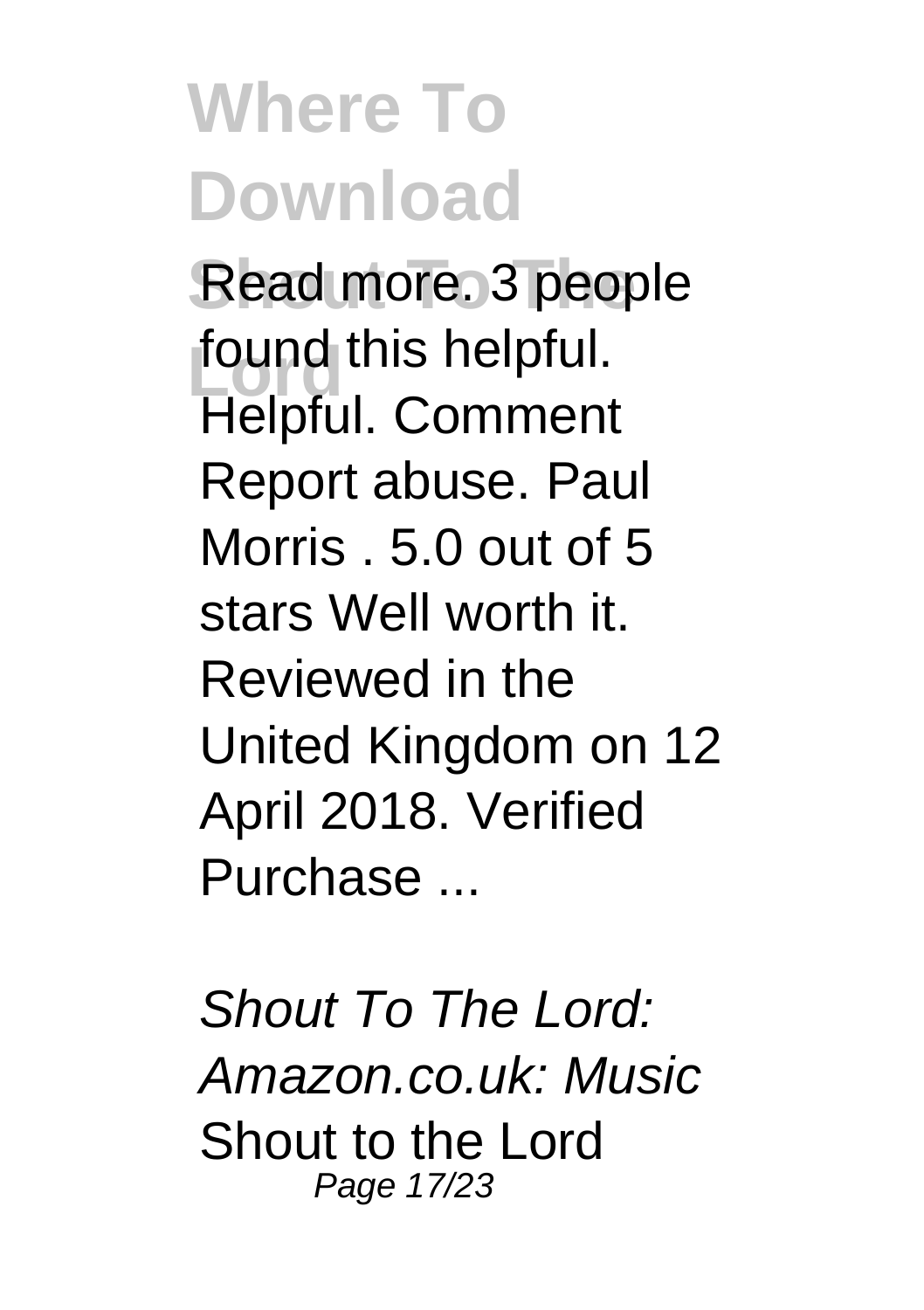Read more. 3 people found this helpful. Helpful. Comment Report abuse. Paul Morris . 5.0 out of 5 stars Well worth it. Reviewed in the United Kingdom on 12 April 2018. Verified Purchase ...

*Shout To The Lord: Amazon.co.uk: Music*

Shout to the Lord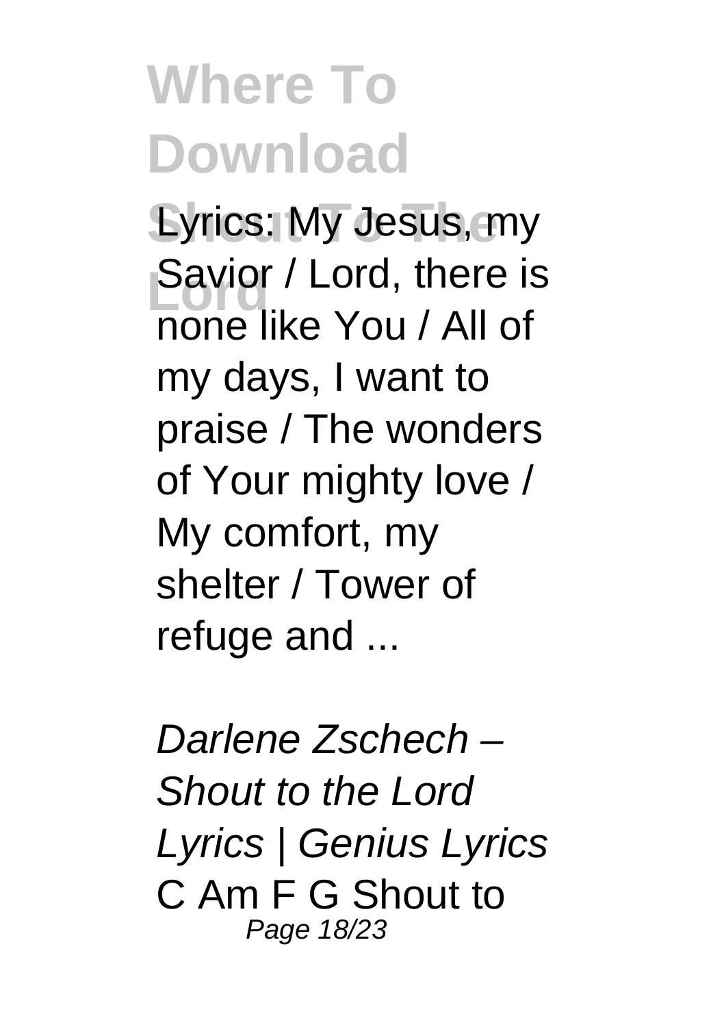Lyrics: My Jesus, my Savior / Lord, there is none like You / All of my days, I want to praise / The wonders of Your mighty love / My comfort, my shelter / Tower of refuge and ...

*Darlene Zschech – Shout to the Lord Lyrics | Genius Lyrics*

C Am F G Shout to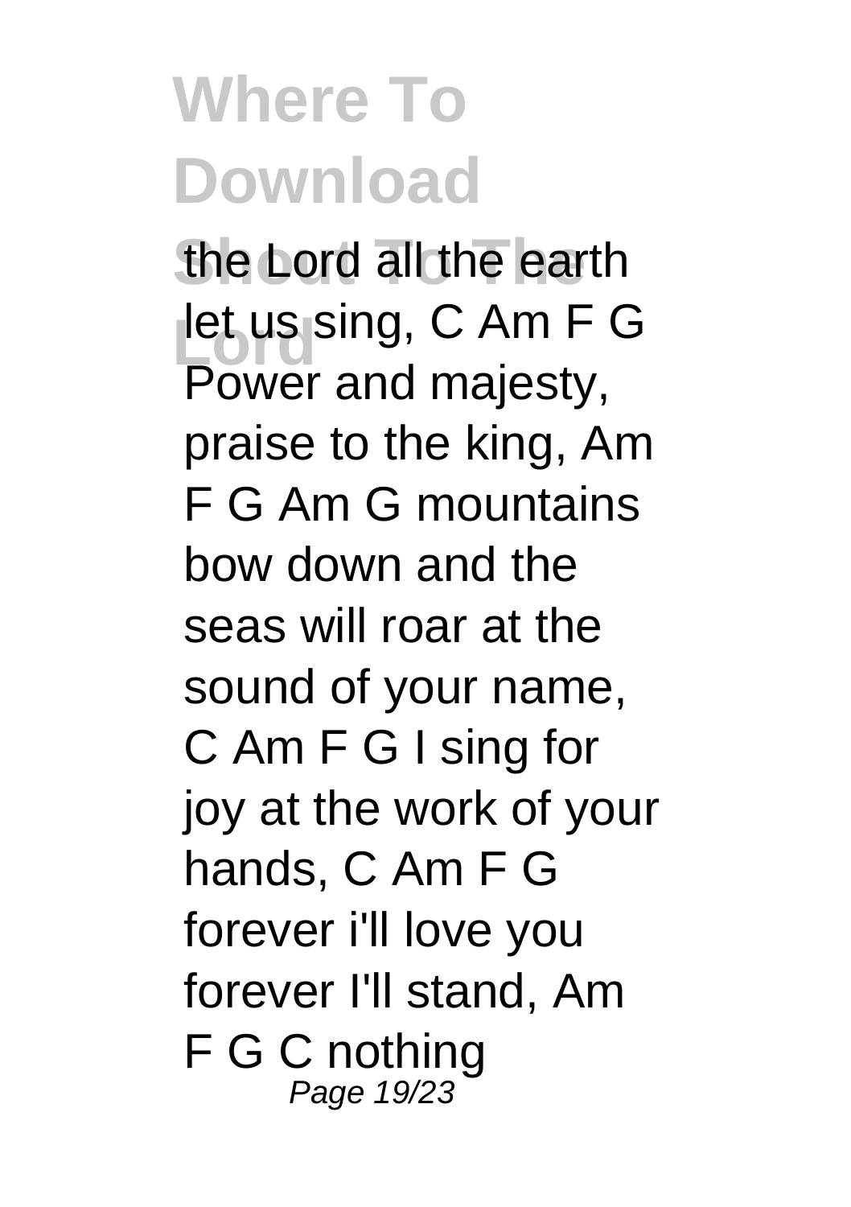the Lord all the earth let us sing, C Am F G Power and majesty, praise to the king, Am F G Am G mountains bow down and the seas will roar at the sound of your name, C Am F G I sing for joy at the work of your hands, C Am F G forever i'll love you forever I'll stand, Am F G C nothing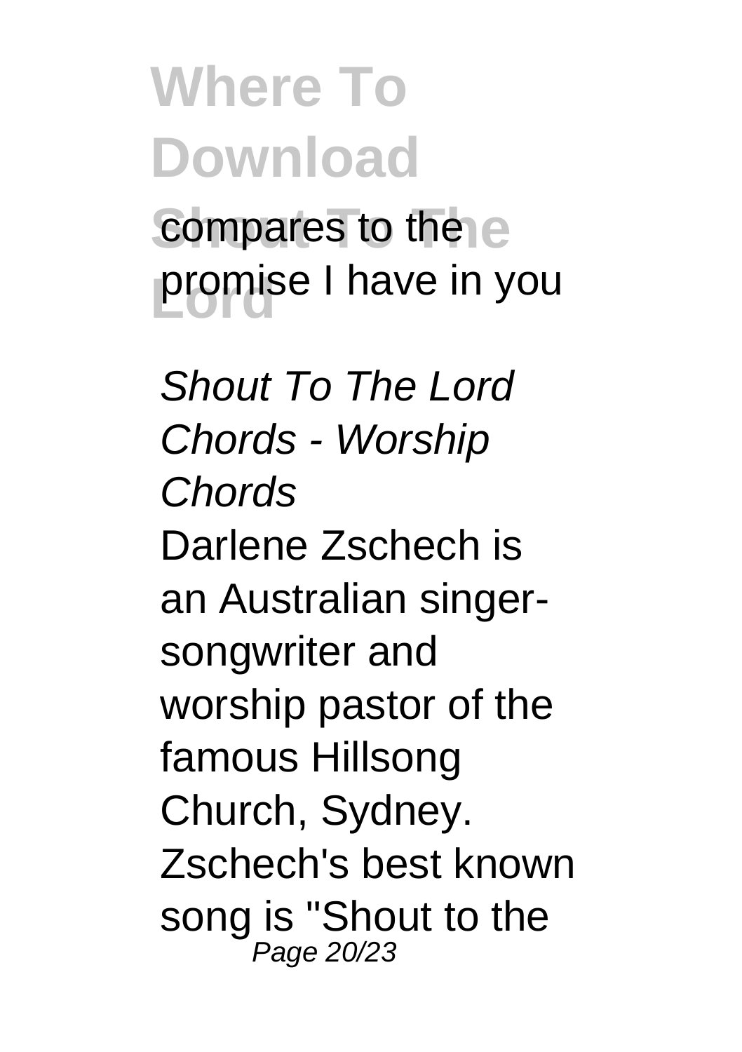compares to the promise I have in you

*Shout To The Lord Chords - Worship Chords*

Darlene Zschech is an Australian singer-songwriter and worship pastor of the famous Hillsong Church, Sydney. Zschech's best known song is "Shout to the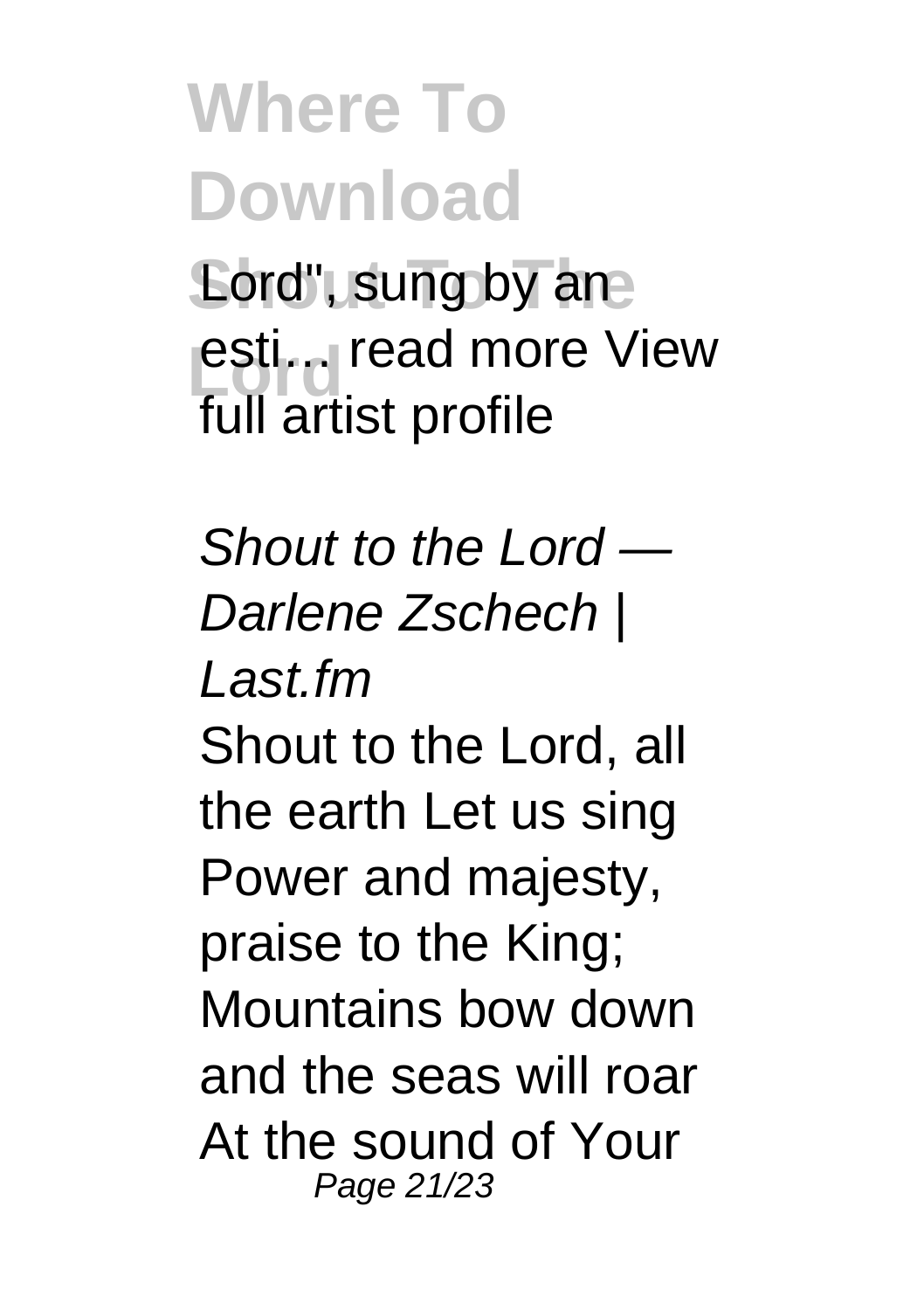Lord", sung by an esti… read more View full artist profile

*Shout to the Lord — Darlene Zschech | Last.fm*

Shout to the Lord, all the earth Let us sing Power and majesty, praise to the King; Mountains bow down and the seas will roar At the sound of Your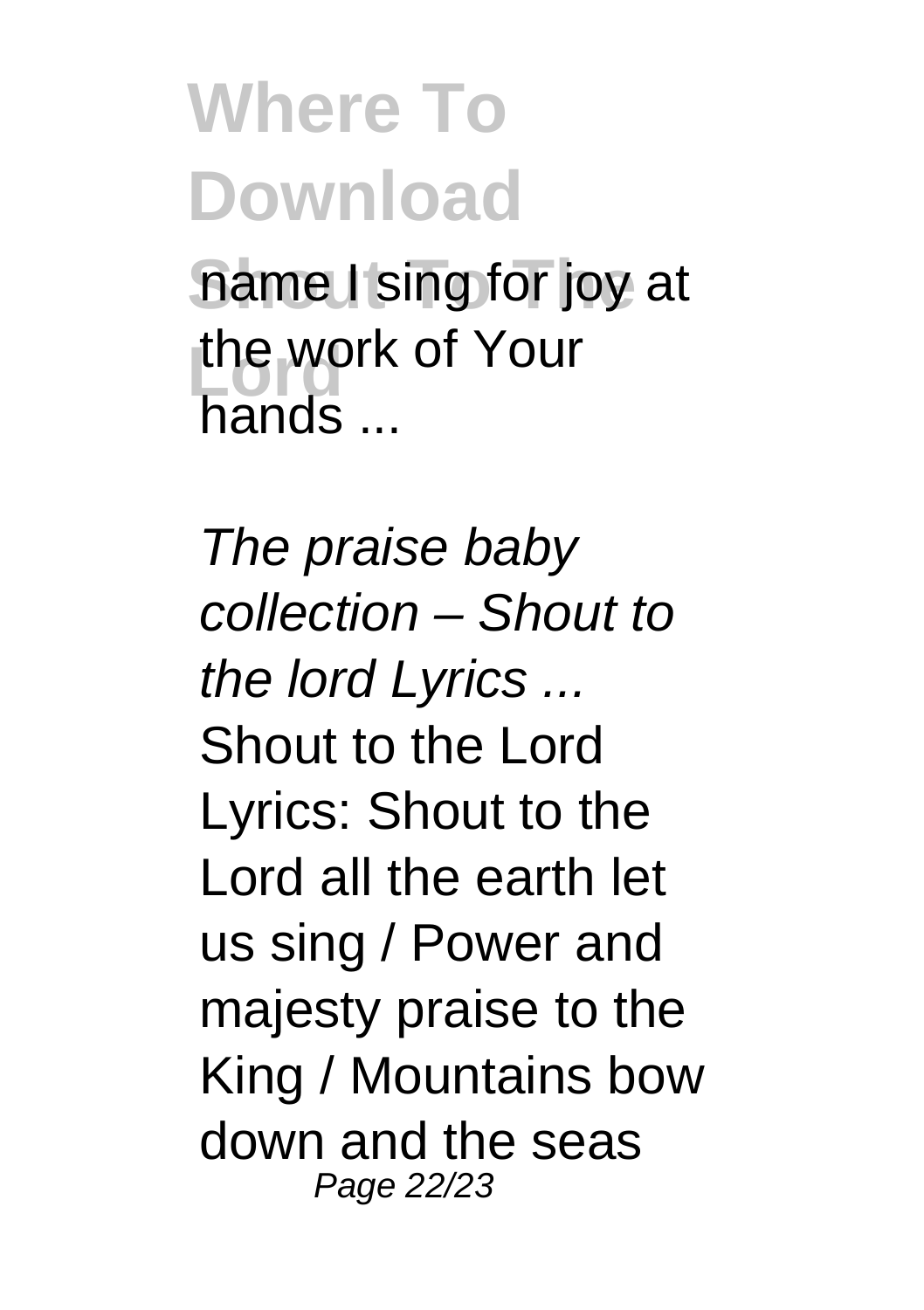name I sing for joy at the work of Your hands ...

*The praise baby collection – Shout to the lord Lyrics ...*

Shout to the Lord Lyrics: Shout to the Lord all the earth let us sing / Power and majesty praise to the King / Mountains bow down and the seas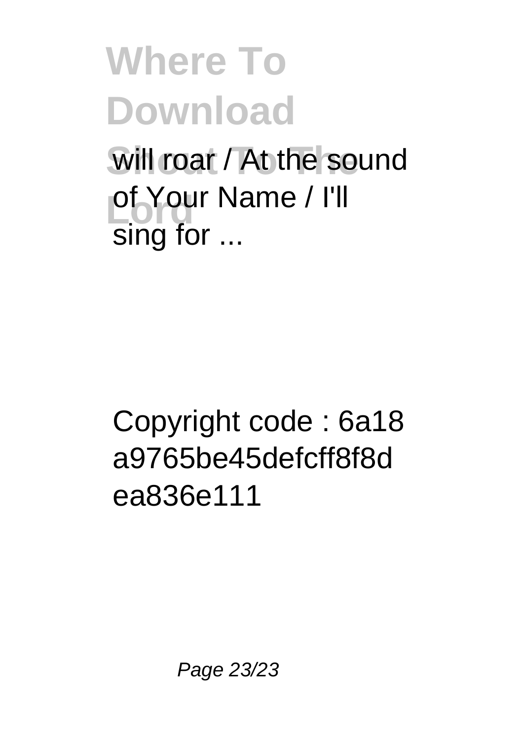will roar / At the sound of Your Name / I'll sing for ...

Copyright code : 6a18a9765be45defcff8f8dea836e111